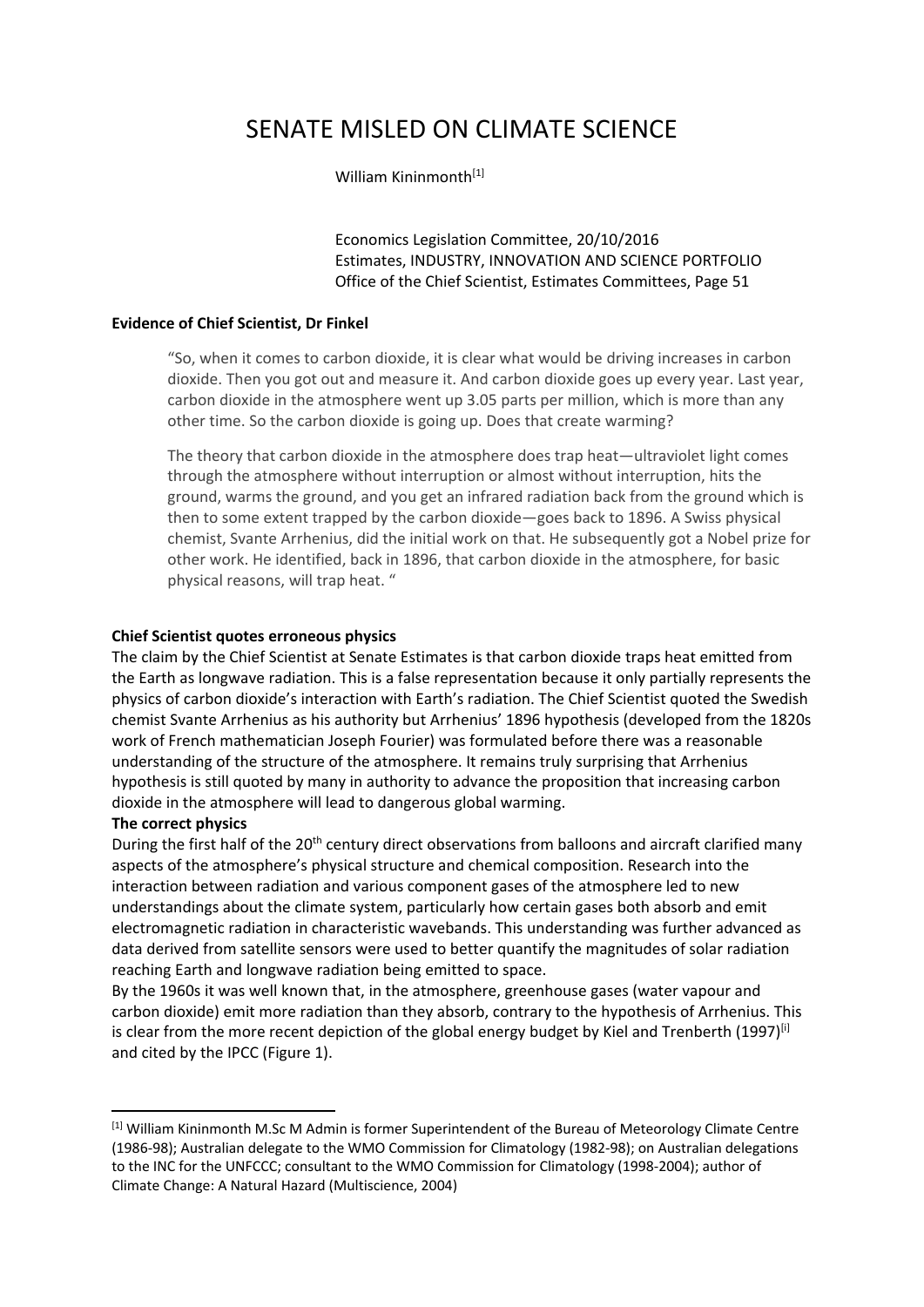# SENATE MISLED ON CLIMATE SCIENCE

William Kininmonth[1]

Economics Legislation Committee, 20/10/2016
Estimates, INDUSTRY, INNOVATION AND SCIENCE PORTFOLIO
Office of the Chief Scientist, Estimates Committees, Page 51

**Evidence of Chief Scientist, Dr Finkel**

> "So, when it comes to carbon dioxide, it is clear what would be driving increases in carbon dioxide. Then you got out and measure it. And carbon dioxide goes up every year. Last year, carbon dioxide in the atmosphere went up 3.05 parts per million, which is more than any other time. So the carbon dioxide is going up. Does that create warming?
>
> The theory that carbon dioxide in the atmosphere does trap heat—ultraviolet light comes through the atmosphere without interruption or almost without interruption, hits the ground, warms the ground, and you get an infrared radiation back from the ground which is then to some extent trapped by the carbon dioxide—goes back to 1896. A Swiss physical chemist, Svante Arrhenius, did the initial work on that. He subsequently got a Nobel prize for other work. He identified, back in 1896, that carbon dioxide in the atmosphere, for basic physical reasons, will trap heat. "

**Chief Scientist quotes erroneous physics**

The claim by the Chief Scientist at Senate Estimates is that carbon dioxide traps heat emitted from the Earth as longwave radiation. This is a false representation because it only partially represents the physics of carbon dioxide's interaction with Earth's radiation. The Chief Scientist quoted the Swedish chemist Svante Arrhenius as his authority but Arrhenius' 1896 hypothesis (developed from the 1820s work of French mathematician Joseph Fourier) was formulated before there was a reasonable understanding of the structure of the atmosphere. It remains truly surprising that Arrhenius hypothesis is still quoted by many in authority to advance the proposition that increasing carbon dioxide in the atmosphere will lead to dangerous global warming.

**The correct physics**

During the first half of the 20th century direct observations from balloons and aircraft clarified many aspects of the atmosphere's physical structure and chemical composition. Research into the interaction between radiation and various component gases of the atmosphere led to new understandings about the climate system, particularly how certain gases both absorb and emit electromagnetic radiation in characteristic wavebands. This understanding was further advanced as data derived from satellite sensors were used to better quantify the magnitudes of solar radiation reaching Earth and longwave radiation being emitted to space.

By the 1960s it was well known that, in the atmosphere, greenhouse gases (water vapour and carbon dioxide) emit more radiation than they absorb, contrary to the hypothesis of Arrhenius. This is clear from the more recent depiction of the global energy budget by Kiel and Trenberth (1997)[i] and cited by the IPCC (Figure 1).

---

[1] William Kininmonth M.Sc M Admin is former Superintendent of the Bureau of Meteorology Climate Centre (1986-98); Australian delegate to the WMO Commission for Climatology (1982-98); on Australian delegations to the INC for the UNFCCC; consultant to the WMO Commission for Climatology (1998-2004); author of Climate Change: A Natural Hazard (Multiscience, 2004)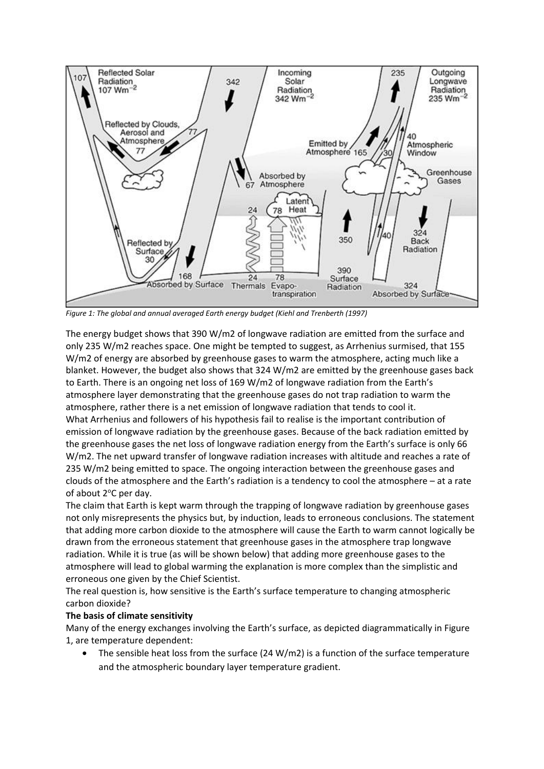*Figure 1: The global and annual averaged Earth energy budget (Kiehl and Trenberth (1997)*

The energy budget shows that 390 W/m2 of longwave radiation are emitted from the surface and only 235 W/m2 reaches space. One might be tempted to suggest, as Arrhenius surmised, that 155 W/m2 of energy are absorbed by greenhouse gases to warm the atmosphere, acting much like a blanket. However, the budget also shows that 324 W/m2 are emitted by the greenhouse gases back to Earth. There is an ongoing net loss of 169 W/m2 of longwave radiation from the Earth's atmosphere layer demonstrating that the greenhouse gases do not trap radiation to warm the atmosphere, rather there is a net emission of longwave radiation that tends to cool it.

What Arrhenius and followers of his hypothesis fail to realise is the important contribution of emission of longwave radiation by the greenhouse gases. Because of the back radiation emitted by the greenhouse gases the net loss of longwave radiation energy from the Earth's surface is only 66 W/m2. The net upward transfer of longwave radiation increases with altitude and reaches a rate of 235 W/m2 being emitted to space. The ongoing interaction between the greenhouse gases and clouds of the atmosphere and the Earth's radiation is a tendency to cool the atmosphere – at a rate of about 2$^{o}$C per day.

The claim that Earth is kept warm through the trapping of longwave radiation by greenhouse gases not only misrepresents the physics but, by induction, leads to erroneous conclusions. The statement that adding more carbon dioxide to the atmosphere will cause the Earth to warm cannot logically be drawn from the erroneous statement that greenhouse gases in the atmosphere trap longwave radiation. While it is true (as will be shown below) that adding more greenhouse gases to the atmosphere will lead to global warming the explanation is more complex than the simplistic and erroneous one given by the Chief Scientist.

The real question is, how sensitive is the Earth's surface temperature to changing atmospheric carbon dioxide?

**The basis of climate sensitivity**

Many of the energy exchanges involving the Earth's surface, as depicted diagrammatically in Figure 1, are temperature dependent:

- The sensible heat loss from the surface (24 W/m2) is a function of the surface temperature and the atmospheric boundary layer temperature gradient.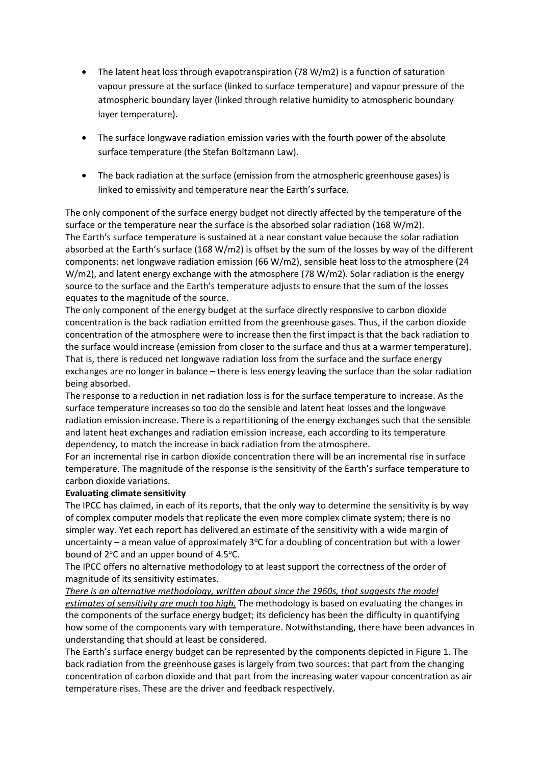- The latent heat loss through evapotranspiration (78 W/m2) is a function of saturation vapour pressure at the surface (linked to surface temperature) and vapour pressure of the atmospheric boundary layer (linked through relative humidity to atmospheric boundary layer temperature).
- The surface longwave radiation emission varies with the fourth power of the absolute surface temperature (the Stefan Boltzmann Law).
- The back radiation at the surface (emission from the atmospheric greenhouse gases) is linked to emissivity and temperature near the Earth's surface.

The only component of the surface energy budget not directly affected by the temperature of the surface or the temperature near the surface is the absorbed solar radiation (168 W/m2).

The Earth's surface temperature is sustained at a near constant value because the solar radiation absorbed at the Earth's surface (168 W/m2) is offset by the sum of the losses by way of the different components: net longwave radiation emission (66 W/m2), sensible heat loss to the atmosphere (24 W/m2), and latent energy exchange with the atmosphere (78 W/m2). Solar radiation is the energy source to the surface and the Earth's temperature adjusts to ensure that the sum of the losses equates to the magnitude of the source.

The only component of the energy budget at the surface directly responsive to carbon dioxide concentration is the back radiation emitted from the greenhouse gases. Thus, if the carbon dioxide concentration of the atmosphere were to increase then the first impact is that the back radiation to the surface would increase (emission from closer to the surface and thus at a warmer temperature). That is, there is reduced net longwave radiation loss from the surface and the surface energy exchanges are no longer in balance – there is less energy leaving the surface than the solar radiation being absorbed.

The response to a reduction in net radiation loss is for the surface temperature to increase. As the surface temperature increases so too do the sensible and latent heat losses and the longwave radiation emission increase. There is a repartitioning of the energy exchanges such that the sensible and latent heat exchanges and radiation emission increase, each according to its temperature dependency, to match the increase in back radiation from the atmosphere.

For an incremental rise in carbon dioxide concentration there will be an incremental rise in surface temperature. The magnitude of the response is the sensitivity of the Earth's surface temperature to carbon dioxide variations.

**Evaluating climate sensitivity**

The IPCC has claimed, in each of its reports, that the only way to determine the sensitivity is by way of complex computer models that replicate the even more complex climate system; there is no simpler way. Yet each report has delivered an estimate of the sensitivity with a wide margin of uncertainty – a mean value of approximately 3°C for a doubling of concentration but with a lower bound of 2°C and an upper bound of 4.5°C.

The IPCC offers no alternative methodology to at least support the correctness of the order of magnitude of its sensitivity estimates.

*There is an alternative methodology, written about since the 1960s, that suggests the model estimates of sensitivity are much too high.* The methodology is based on evaluating the changes in the components of the surface energy budget; its deficiency has been the difficulty in quantifying how some of the components vary with temperature. Notwithstanding, there have been advances in understanding that should at least be considered.

The Earth's surface energy budget can be represented by the components depicted in Figure 1. The back radiation from the greenhouse gases is largely from two sources: that part from the changing concentration of carbon dioxide and that part from the increasing water vapour concentration as air temperature rises. These are the driver and feedback respectively.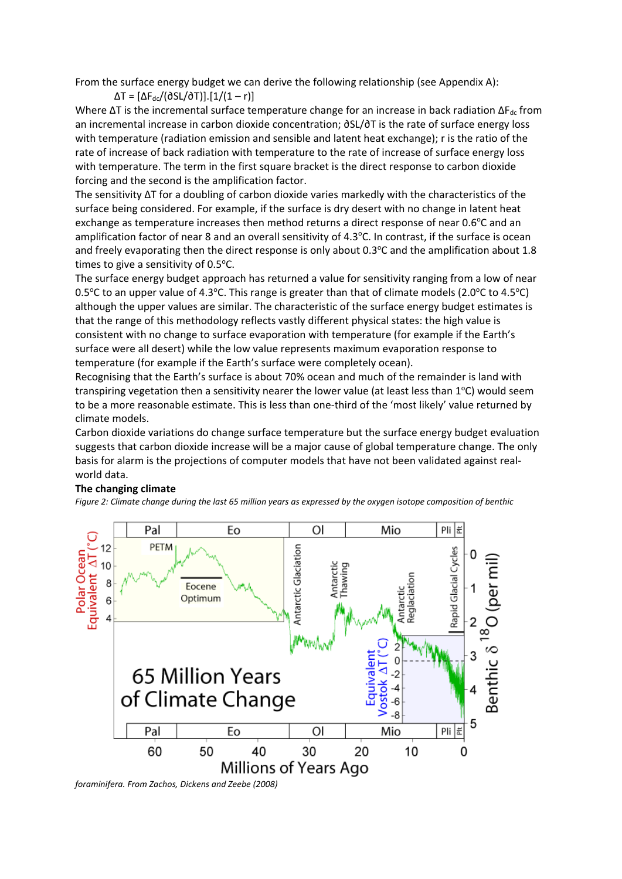From the surface energy budget we can derive the following relationship (see Appendix A):

$$\Delta T = [\Delta F_{dc}/(\partial SL/\partial T)].[1/(1 - r)]$$

Where $\Delta T$ is the incremental surface temperature change for an increase in back radiation $\Delta F_{dc}$ from an incremental increase in carbon dioxide concentration; $\partial SL/\partial T$ is the rate of surface energy loss with temperature (radiation emission and sensible and latent heat exchange); r is the ratio of the rate of increase of back radiation with temperature to the rate of increase of surface energy loss with temperature. The term in the first square bracket is the direct response to carbon dioxide forcing and the second is the amplification factor.

The sensitivity $\Delta T$ for a doubling of carbon dioxide varies markedly with the characteristics of the surface being considered. For example, if the surface is dry desert with no change in latent heat exchange as temperature increases then method returns a direct response of near 0.6°C and an amplification factor of near 8 and an overall sensitivity of 4.3°C. In contrast, if the surface is ocean and freely evaporating then the direct response is only about 0.3°C and the amplification about 1.8 times to give a sensitivity of 0.5°C.

The surface energy budget approach has returned a value for sensitivity ranging from a low of near 0.5°C to an upper value of 4.3°C. This range is greater than that of climate models (2.0°C to 4.5°C) although the upper values are similar. The characteristic of the surface energy budget estimates is that the range of this methodology reflects vastly different physical states: the high value is consistent with no change to surface evaporation with temperature (for example if the Earth's surface were all desert) while the low value represents maximum evaporation response to temperature (for example if the Earth's surface were completely ocean).

Recognising that the Earth's surface is about 70% ocean and much of the remainder is land with transpiring vegetation then a sensitivity nearer the lower value (at least less than 1°C) would seem to be a more reasonable estimate. This is less than one-third of the 'most likely' value returned by climate models.

Carbon dioxide variations do change surface temperature but the surface energy budget evaluation suggests that carbon dioxide increase will be a major cause of global temperature change. The only basis for alarm is the projections of computer models that have not been validated against real-world data.

**The changing climate**

*Figure 2: Climate change during the last 65 million years as expressed by the oxygen isotope composition of benthic foraminifera. From Zachos, Dickens and Zeebe (2008)*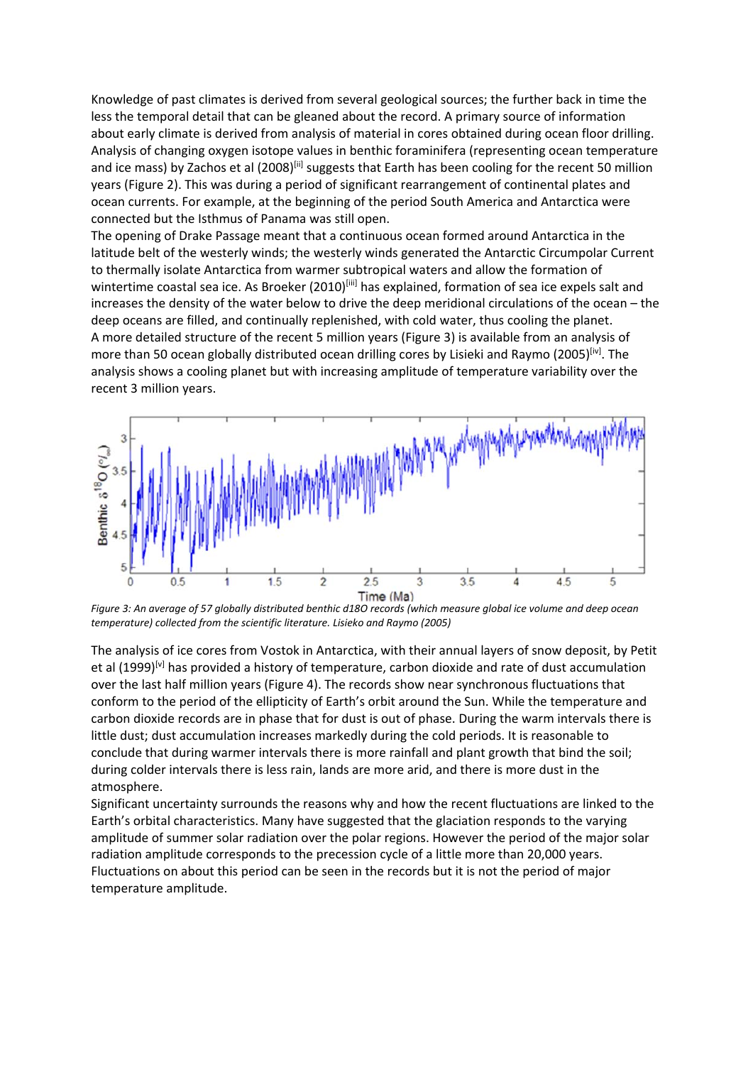Knowledge of past climates is derived from several geological sources; the further back in time the less the temporal detail that can be gleaned about the record. A primary source of information about early climate is derived from analysis of material in cores obtained during ocean floor drilling. Analysis of changing oxygen isotope values in benthic foraminifera (representing ocean temperature and ice mass) by Zachos et al (2008)[ii] suggests that Earth has been cooling for the recent 50 million years (Figure 2). This was during a period of significant rearrangement of continental plates and ocean currents. For example, at the beginning of the period South America and Antarctica were connected but the Isthmus of Panama was still open.

The opening of Drake Passage meant that a continuous ocean formed around Antarctica in the latitude belt of the westerly winds; the westerly winds generated the Antarctic Circumpolar Current to thermally isolate Antarctica from warmer subtropical waters and allow the formation of wintertime coastal sea ice. As Broeker (2010)[iii] has explained, formation of sea ice expels salt and increases the density of the water below to drive the deep meridional circulations of the ocean – the deep oceans are filled, and continually replenished, with cold water, thus cooling the planet.

A more detailed structure of the recent 5 million years (Figure 3) is available from an analysis of more than 50 ocean globally distributed ocean drilling cores by Lisieki and Raymo (2005)[iv]. The analysis shows a cooling planet but with increasing amplitude of temperature variability over the recent 3 million years.

*Figure 3: An average of 57 globally distributed benthic d18O records (which measure global ice volume and deep ocean temperature) collected from the scientific literature. Lisieko and Raymo (2005)*

The analysis of ice cores from Vostok in Antarctica, with their annual layers of snow deposit, by Petit et al (1999)[v] has provided a history of temperature, carbon dioxide and rate of dust accumulation over the last half million years (Figure 4). The records show near synchronous fluctuations that conform to the period of the ellipticity of Earth's orbit around the Sun. While the temperature and carbon dioxide records are in phase that for dust is out of phase. During the warm intervals there is little dust; dust accumulation increases markedly during the cold periods. It is reasonable to conclude that during warmer intervals there is more rainfall and plant growth that bind the soil; during colder intervals there is less rain, lands are more arid, and there is more dust in the atmosphere.

Significant uncertainty surrounds the reasons why and how the recent fluctuations are linked to the Earth's orbital characteristics. Many have suggested that the glaciation responds to the varying amplitude of summer solar radiation over the polar regions. However the period of the major solar radiation amplitude corresponds to the precession cycle of a little more than 20,000 years. Fluctuations on about this period can be seen in the records but it is not the period of major temperature amplitude.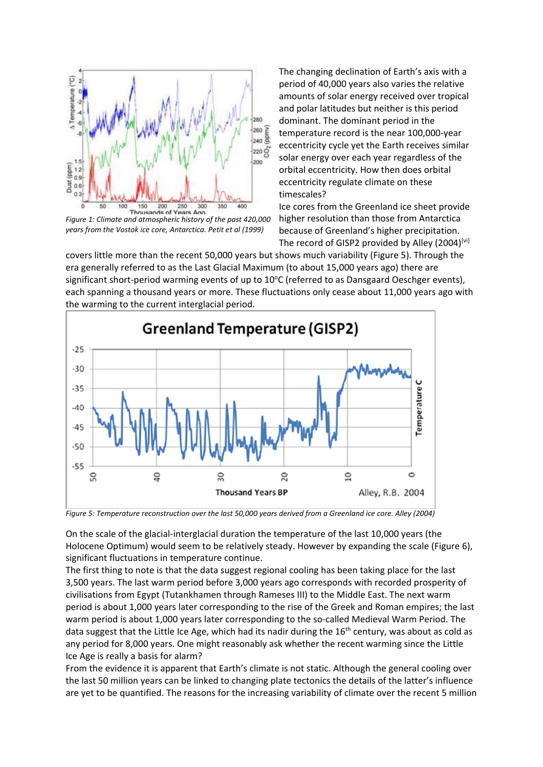Figure 1: Climate and atmospheric history of the past 420,000 years from the Vostok ice core, Antarctica. Petit et al (1999)

The changing declination of Earth's axis with a period of 40,000 years also varies the relative amounts of solar energy received over tropical and polar latitudes but neither is this period dominant. The dominant period in the temperature record is the near 100,000-year eccentricity cycle yet the Earth receives similar solar energy over each year regardless of the orbital eccentricity. How then does orbital eccentricity regulate climate on these timescales?

Ice cores from the Greenland ice sheet provide higher resolution than those from Antarctica because of Greenland's higher precipitation. The record of GISP2 provided by Alley (2004)[vi] covers little more than the recent 50,000 years but shows much variability (Figure 5). Through the era generally referred to as the Last Glacial Maximum (to about 15,000 years ago) there are significant short-period warming events of up to 10°C (referred to as Dansgaard Oeschger events), each spanning a thousand years or more. These fluctuations only cease about 11,000 years ago with the warming to the current interglacial period.

Figure 5: Temperature reconstruction over the last 50,000 years derived from a Greenland ice core. Alley (2004)

On the scale of the glacial-interglacial duration the temperature of the last 10,000 years (the Holocene Optimum) would seem to be relatively steady. However by expanding the scale (Figure 6), significant fluctuations in temperature continue.

The first thing to note is that the data suggest regional cooling has been taking place for the last 3,500 years. The last warm period before 3,000 years ago corresponds with recorded prosperity of civilisations from Egypt (Tutankhamen through Rameses III) to the Middle East. The next warm period is about 1,000 years later corresponding to the rise of the Greek and Roman empires; the last warm period is about 1,000 years later corresponding to the so-called Medieval Warm Period. The data suggest that the Little Ice Age, which had its nadir during the 16th century, was about as cold as any period for 8,000 years. One might reasonably ask whether the recent warming since the Little Ice Age is really a basis for alarm?

From the evidence it is apparent that Earth's climate is not static. Although the general cooling over the last 50 million years can be linked to changing plate tectonics the details of the latter's influence are yet to be quantified. The reasons for the increasing variability of climate over the recent 5 million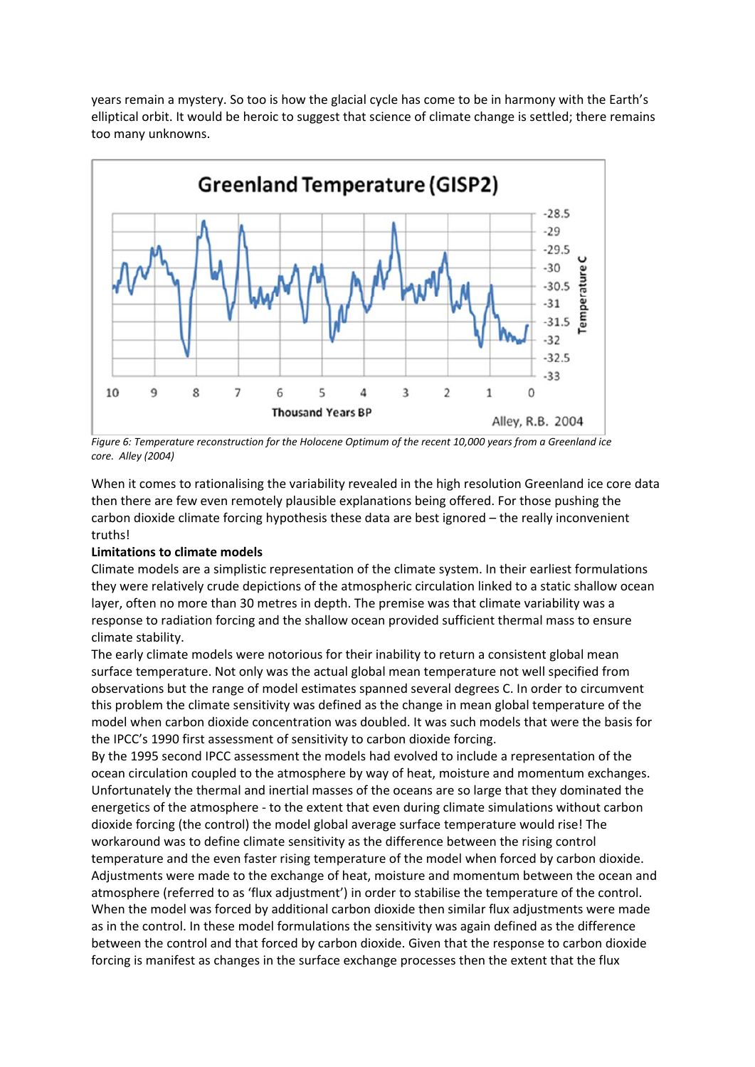years remain a mystery. So too is how the glacial cycle has come to be in harmony with the Earth's elliptical orbit. It would be heroic to suggest that science of climate change is settled; there remains too many unknowns.

*Figure 6: Temperature reconstruction for the Holocene Optimum of the recent 10,000 years from a Greenland ice core. Alley (2004)*

When it comes to rationalising the variability revealed in the high resolution Greenland ice core data then there are few even remotely plausible explanations being offered. For those pushing the carbon dioxide climate forcing hypothesis these data are best ignored – the really inconvenient truths!

**Limitations to climate models**

Climate models are a simplistic representation of the climate system. In their earliest formulations they were relatively crude depictions of the atmospheric circulation linked to a static shallow ocean layer, often no more than 30 metres in depth. The premise was that climate variability was a response to radiation forcing and the shallow ocean provided sufficient thermal mass to ensure climate stability.

The early climate models were notorious for their inability to return a consistent global mean surface temperature. Not only was the actual global mean temperature not well specified from observations but the range of model estimates spanned several degrees C. In order to circumvent this problem the climate sensitivity was defined as the change in mean global temperature of the model when carbon dioxide concentration was doubled. It was such models that were the basis for the IPCC's 1990 first assessment of sensitivity to carbon dioxide forcing.

By the 1995 second IPCC assessment the models had evolved to include a representation of the ocean circulation coupled to the atmosphere by way of heat, moisture and momentum exchanges. Unfortunately the thermal and inertial masses of the oceans are so large that they dominated the energetics of the atmosphere - to the extent that even during climate simulations without carbon dioxide forcing (the control) the model global average surface temperature would rise! The workaround was to define climate sensitivity as the difference between the rising control temperature and the even faster rising temperature of the model when forced by carbon dioxide. Adjustments were made to the exchange of heat, moisture and momentum between the ocean and atmosphere (referred to as 'flux adjustment') in order to stabilise the temperature of the control. When the model was forced by additional carbon dioxide then similar flux adjustments were made as in the control. In these model formulations the sensitivity was again defined as the difference between the control and that forced by carbon dioxide. Given that the response to carbon dioxide forcing is manifest as changes in the surface exchange processes then the extent that the flux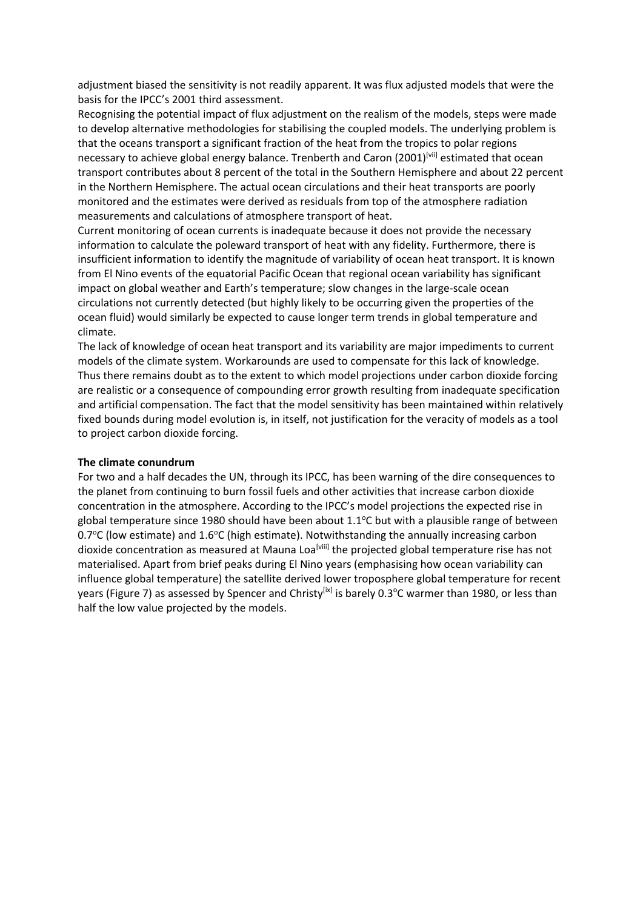adjustment biased the sensitivity is not readily apparent. It was flux adjusted models that were the basis for the IPCC's 2001 third assessment.

Recognising the potential impact of flux adjustment on the realism of the models, steps were made to develop alternative methodologies for stabilising the coupled models. The underlying problem is that the oceans transport a significant fraction of the heat from the tropics to polar regions necessary to achieve global energy balance. Trenberth and Caron (2001)[vii] estimated that ocean transport contributes about 8 percent of the total in the Southern Hemisphere and about 22 percent in the Northern Hemisphere. The actual ocean circulations and their heat transports are poorly monitored and the estimates were derived as residuals from top of the atmosphere radiation measurements and calculations of atmosphere transport of heat.

Current monitoring of ocean currents is inadequate because it does not provide the necessary information to calculate the poleward transport of heat with any fidelity. Furthermore, there is insufficient information to identify the magnitude of variability of ocean heat transport. It is known from El Nino events of the equatorial Pacific Ocean that regional ocean variability has significant impact on global weather and Earth's temperature; slow changes in the large-scale ocean circulations not currently detected (but highly likely to be occurring given the properties of the ocean fluid) would similarly be expected to cause longer term trends in global temperature and climate.

The lack of knowledge of ocean heat transport and its variability are major impediments to current models of the climate system. Workarounds are used to compensate for this lack of knowledge. Thus there remains doubt as to the extent to which model projections under carbon dioxide forcing are realistic or a consequence of compounding error growth resulting from inadequate specification and artificial compensation. The fact that the model sensitivity has been maintained within relatively fixed bounds during model evolution is, in itself, not justification for the veracity of models as a tool to project carbon dioxide forcing.

**The climate conundrum**

For two and a half decades the UN, through its IPCC, has been warning of the dire consequences to the planet from continuing to burn fossil fuels and other activities that increase carbon dioxide concentration in the atmosphere. According to the IPCC's model projections the expected rise in global temperature since 1980 should have been about 1.1°C but with a plausible range of between 0.7°C (low estimate) and 1.6°C (high estimate). Notwithstanding the annually increasing carbon dioxide concentration as measured at Mauna Loa[viii] the projected global temperature rise has not materialised. Apart from brief peaks during El Nino years (emphasising how ocean variability can influence global temperature) the satellite derived lower troposphere global temperature for recent years (Figure 7) as assessed by Spencer and Christy[ix] is barely 0.3°C warmer than 1980, or less than half the low value projected by the models.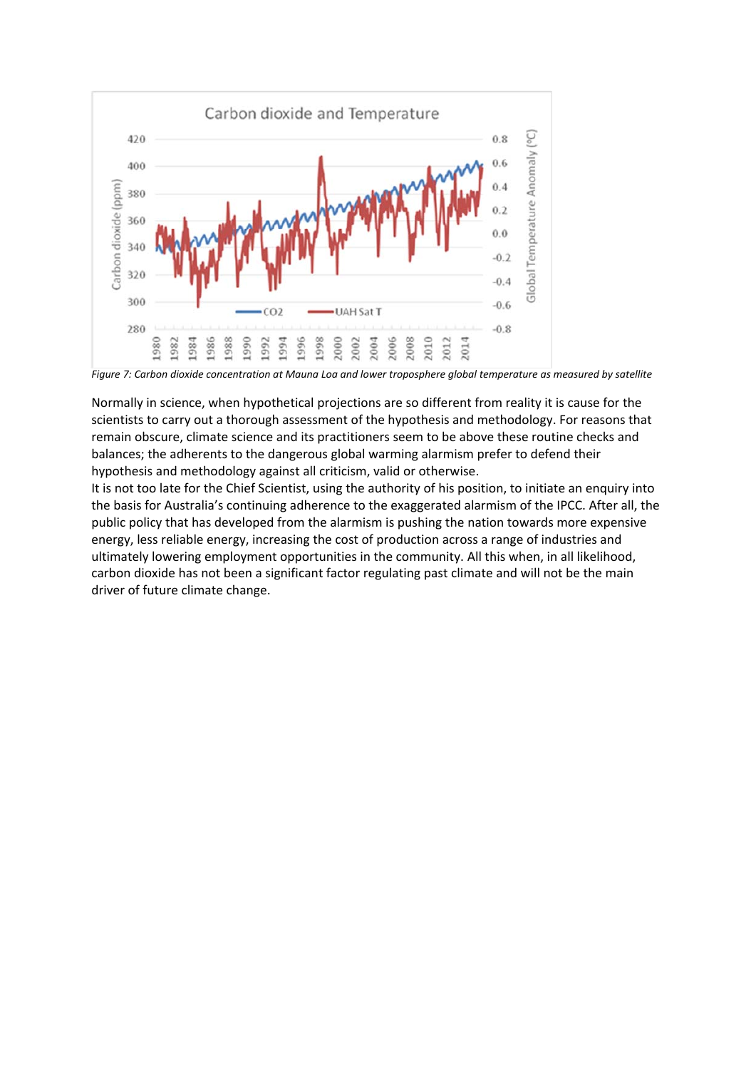*Figure 7: Carbon dioxide concentration at Mauna Loa and lower troposphere global temperature as measured by satellite*

Normally in science, when hypothetical projections are so different from reality it is cause for the scientists to carry out a thorough assessment of the hypothesis and methodology. For reasons that remain obscure, climate science and its practitioners seem to be above these routine checks and balances; the adherents to the dangerous global warming alarmism prefer to defend their hypothesis and methodology against all criticism, valid or otherwise.

It is not too late for the Chief Scientist, using the authority of his position, to initiate an enquiry into the basis for Australia's continuing adherence to the exaggerated alarmism of the IPCC. After all, the public policy that has developed from the alarmism is pushing the nation towards more expensive energy, less reliable energy, increasing the cost of production across a range of industries and ultimately lowering employment opportunities in the community. All this when, in all likelihood, carbon dioxide has not been a significant factor regulating past climate and will not be the main driver of future climate change.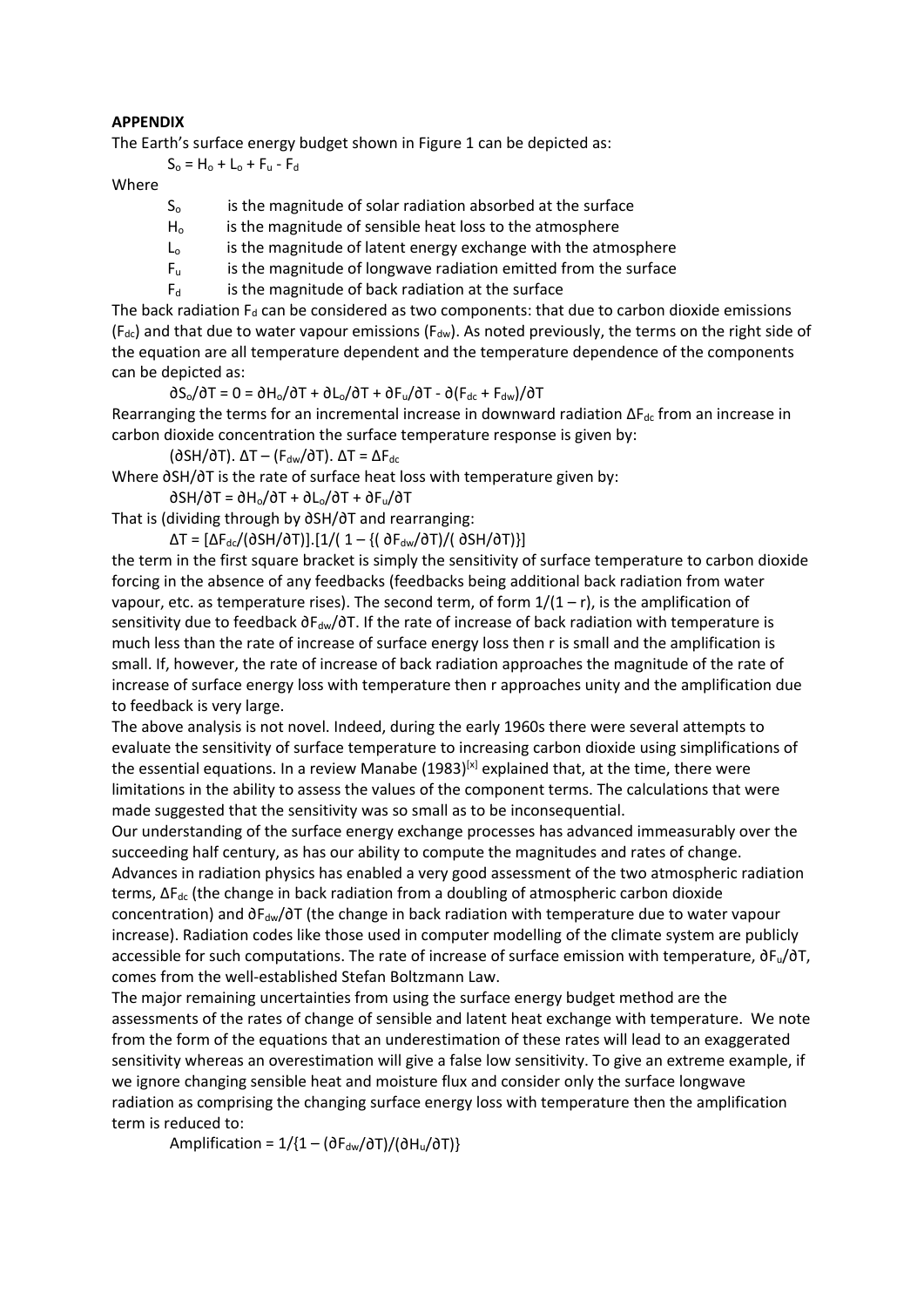**APPENDIX**

The Earth's surface energy budget shown in Figure 1 can be depicted as:

$$S_o = H_o + L_o + F_u - F_d$$

Where

- $S_o$ is the magnitude of solar radiation absorbed at the surface
- $H_o$ is the magnitude of sensible heat loss to the atmosphere
- $L_o$ is the magnitude of latent energy exchange with the atmosphere
- $F_u$ is the magnitude of longwave radiation emitted from the surface
- $F_d$ is the magnitude of back radiation at the surface

The back radiation $F_d$ can be considered as two components: that due to carbon dioxide emissions ($F_{dc}$) and that due to water vapour emissions ($F_{dw}$). As noted previously, the terms on the right side of the equation are all temperature dependent and the temperature dependence of the components can be depicted as:

$$\partial S_o/\partial T = 0 = \partial H_o/\partial T + \partial L_o/\partial T + \partial F_u/\partial T - \partial(F_{dc} + F_{dw})/\partial T$$

Rearranging the terms for an incremental increase in downward radiation $\Delta F_{dc}$ from an increase in carbon dioxide concentration the surface temperature response is given by:

$$(\partial SH/\partial T).\ \Delta T - (F_{dw}/\partial T).\ \Delta T = \Delta F_{dc}$$

Where $\partial SH/\partial T$ is the rate of surface heat loss with temperature given by:

$$\partial SH/\partial T = \partial H_o/\partial T + \partial L_o/\partial T + \partial F_u/\partial T$$

That is (dividing through by $\partial SH/\partial T$ and rearranging:

$$\Delta T = [\Delta F_{dc}/(\partial SH/\partial T)].[1/(\ 1 - \{(\ \partial F_{dw}/\partial T)/(\ \partial SH/\partial T)\}]$$

the term in the first square bracket is simply the sensitivity of surface temperature to carbon dioxide forcing in the absence of any feedbacks (feedbacks being additional back radiation from water vapour, etc. as temperature rises). The second term, of form $1/(1 - r)$, is the amplification of sensitivity due to feedback $\partial F_{dw}/\partial T$. If the rate of increase of back radiation with temperature is much less than the rate of increase of surface energy loss then r is small and the amplification is small. If, however, the rate of increase of back radiation approaches the magnitude of the rate of increase of surface energy loss with temperature then r approaches unity and the amplification due to feedback is very large.

The above analysis is not novel. Indeed, during the early 1960s there were several attempts to evaluate the sensitivity of surface temperature to increasing carbon dioxide using simplifications of the essential equations. In a review Manabe (1983)[x] explained that, at the time, there were limitations in the ability to assess the values of the component terms. The calculations that were made suggested that the sensitivity was so small as to be inconsequential.

Our understanding of the surface energy exchange processes has advanced immeasurably over the succeeding half century, as has our ability to compute the magnitudes and rates of change. Advances in radiation physics has enabled a very good assessment of the two atmospheric radiation terms, $\Delta F_{dc}$ (the change in back radiation from a doubling of atmospheric carbon dioxide concentration) and $\partial F_{dw}/\partial T$ (the change in back radiation with temperature due to water vapour increase). Radiation codes like those used in computer modelling of the climate system are publicly accessible for such computations. The rate of increase of surface emission with temperature, $\partial F_u/\partial T$, comes from the well-established Stefan Boltzmann Law.

The major remaining uncertainties from using the surface energy budget method are the assessments of the rates of change of sensible and latent heat exchange with temperature. We note from the form of the equations that an underestimation of these rates will lead to an exaggerated sensitivity whereas an overestimation will give a false low sensitivity. To give an extreme example, if we ignore changing sensible heat and moisture flux and consider only the surface longwave radiation as comprising the changing surface energy loss with temperature then the amplification term is reduced to:

$$\text{Amplification} = 1/\{1 - (\partial F_{dw}/\partial T)/(\partial H_u/\partial T)\}$$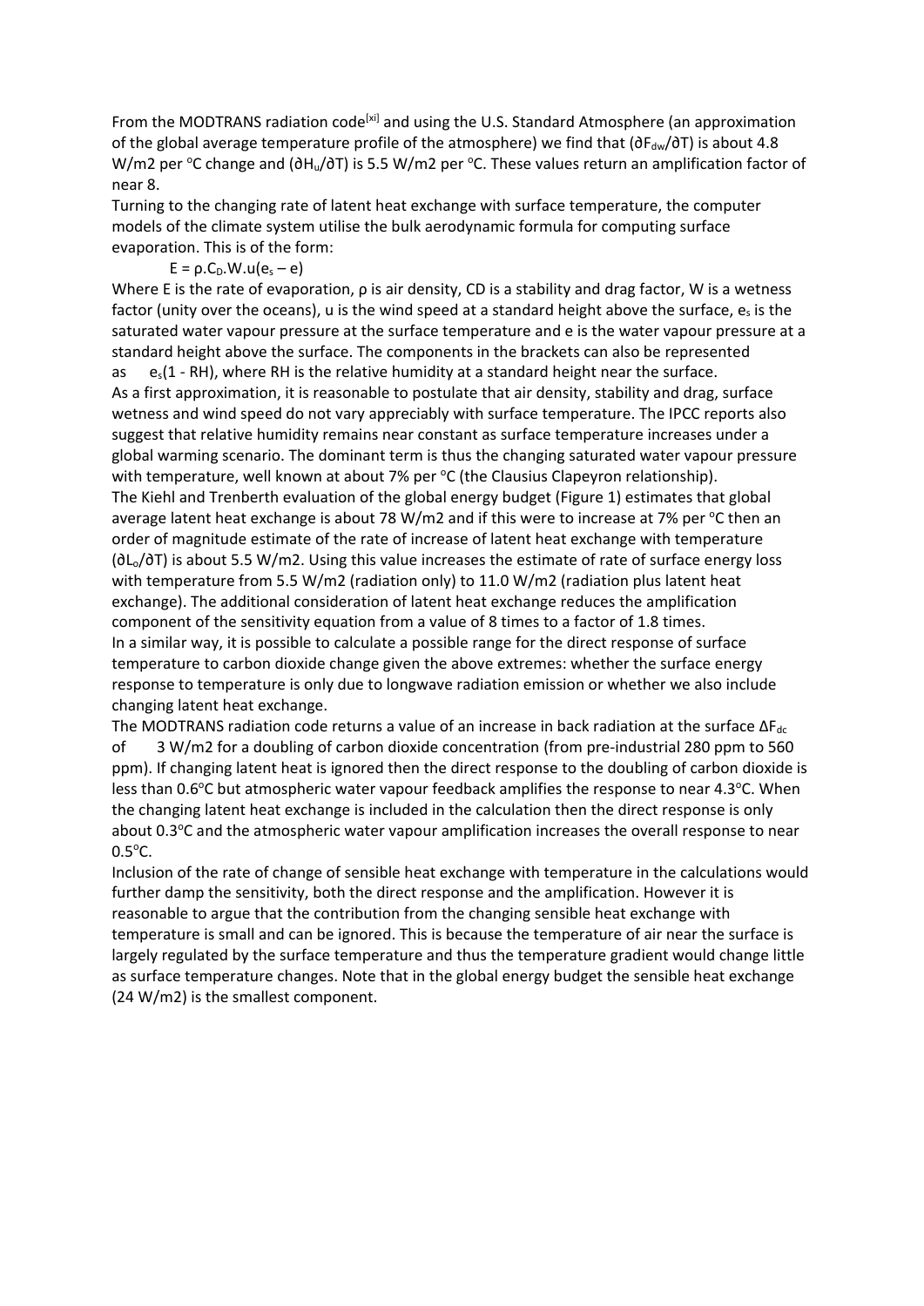From the MODTRANS radiation code[xi] and using the U.S. Standard Atmosphere (an approximation of the global average temperature profile of the atmosphere) we find that ($\partial F_{dw}/\partial T$) is about 4.8 W/m2 per °C change and ($\partial H_u/\partial T$) is 5.5 W/m2 per °C. These values return an amplification factor of near 8.

Turning to the changing rate of latent heat exchange with surface temperature, the computer models of the climate system utilise the bulk aerodynamic formula for computing surface evaporation. This is of the form:

$$E = \rho.C_D.W.u(e_s - e)$$

Where E is the rate of evaporation, ρ is air density, CD is a stability and drag factor, W is a wetness factor (unity over the oceans), u is the wind speed at a standard height above the surface, $e_s$ is the saturated water vapour pressure at the surface temperature and e is the water vapour pressure at a standard height above the surface. The components in the brackets can also be represented as $e_s(1 - RH)$, where RH is the relative humidity at a standard height near the surface.

As a first approximation, it is reasonable to postulate that air density, stability and drag, surface wetness and wind speed do not vary appreciably with surface temperature. The IPCC reports also suggest that relative humidity remains near constant as surface temperature increases under a global warming scenario. The dominant term is thus the changing saturated water vapour pressure with temperature, well known at about 7% per °C (the Clausius Clapeyron relationship).

The Kiehl and Trenberth evaluation of the global energy budget (Figure 1) estimates that global average latent heat exchange is about 78 W/m2 and if this were to increase at 7% per °C then an order of magnitude estimate of the rate of increase of latent heat exchange with temperature ($\partial L_o/\partial T$) is about 5.5 W/m2. Using this value increases the estimate of rate of surface energy loss with temperature from 5.5 W/m2 (radiation only) to 11.0 W/m2 (radiation plus latent heat exchange). The additional consideration of latent heat exchange reduces the amplification component of the sensitivity equation from a value of 8 times to a factor of 1.8 times.

In a similar way, it is possible to calculate a possible range for the direct response of surface temperature to carbon dioxide change given the above extremes: whether the surface energy response to temperature is only due to longwave radiation emission or whether we also include changing latent heat exchange.

The MODTRANS radiation code returns a value of an increase in back radiation at the surface $\Delta F_{dc}$ of 3 W/m2 for a doubling of carbon dioxide concentration (from pre-industrial 280 ppm to 560 ppm). If changing latent heat is ignored then the direct response to the doubling of carbon dioxide is less than 0.6°C but atmospheric water vapour feedback amplifies the response to near 4.3°C. When the changing latent heat exchange is included in the calculation then the direct response is only about 0.3°C and the atmospheric water vapour amplification increases the overall response to near 0.5°C.

Inclusion of the rate of change of sensible heat exchange with temperature in the calculations would further damp the sensitivity, both the direct response and the amplification. However it is reasonable to argue that the contribution from the changing sensible heat exchange with temperature is small and can be ignored. This is because the temperature of air near the surface is largely regulated by the surface temperature and thus the temperature gradient would change little as surface temperature changes. Note that in the global energy budget the sensible heat exchange (24 W/m2) is the smallest component.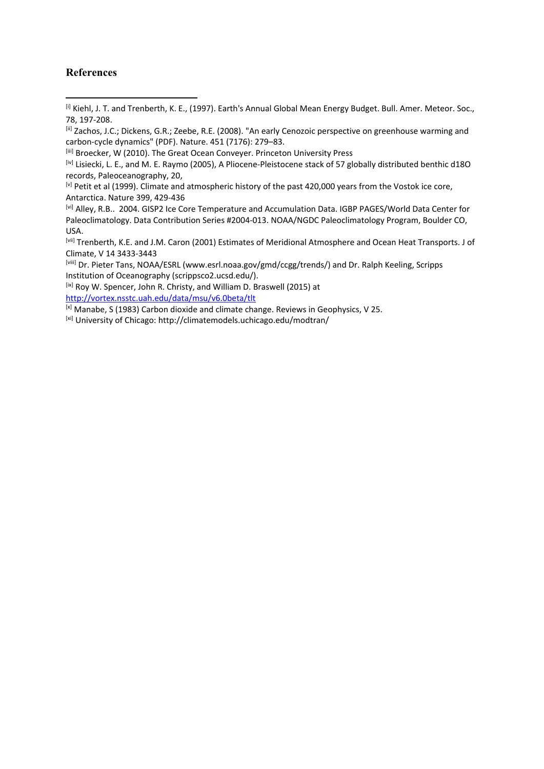## References

[i] Kiehl, J. T. and Trenberth, K. E., (1997). Earth's Annual Global Mean Energy Budget. Bull. Amer. Meteor. Soc., 78, 197-208.

[ii] Zachos, J.C.; Dickens, G.R.; Zeebe, R.E. (2008). "An early Cenozoic perspective on greenhouse warming and carbon-cycle dynamics" (PDF). Nature. 451 (7176): 279–83.

[iii] Broecker, W (2010). The Great Ocean Conveyer. Princeton University Press

[iv] Lisiecki, L. E., and M. E. Raymo (2005), A Pliocene-Pleistocene stack of 57 globally distributed benthic d18O records, Paleoceanography, 20,

[v] Petit et al (1999). Climate and atmospheric history of the past 420,000 years from the Vostok ice core, Antarctica. Nature 399, 429-436

[vi] Alley, R.B.. 2004. GISP2 Ice Core Temperature and Accumulation Data. IGBP PAGES/World Data Center for Paleoclimatology. Data Contribution Series #2004-013. NOAA/NGDC Paleoclimatology Program, Boulder CO, USA.

[vii] Trenberth, K.E. and J.M. Caron (2001) Estimates of Meridional Atmosphere and Ocean Heat Transports. J of Climate, V 14 3433-3443

[viii] Dr. Pieter Tans, NOAA/ESRL (www.esrl.noaa.gov/gmd/ccgg/trends/) and Dr. Ralph Keeling, Scripps Institution of Oceanography (scrippsco2.ucsd.edu/).

[ix] Roy W. Spencer, John R. Christy, and William D. Braswell (2015) at http://vortex.nsstc.uah.edu/data/msu/v6.0beta/tlt

[x] Manabe, S (1983) Carbon dioxide and climate change. Reviews in Geophysics, V 25.

[xi] University of Chicago: http://climatemodels.uchicago.edu/modtran/